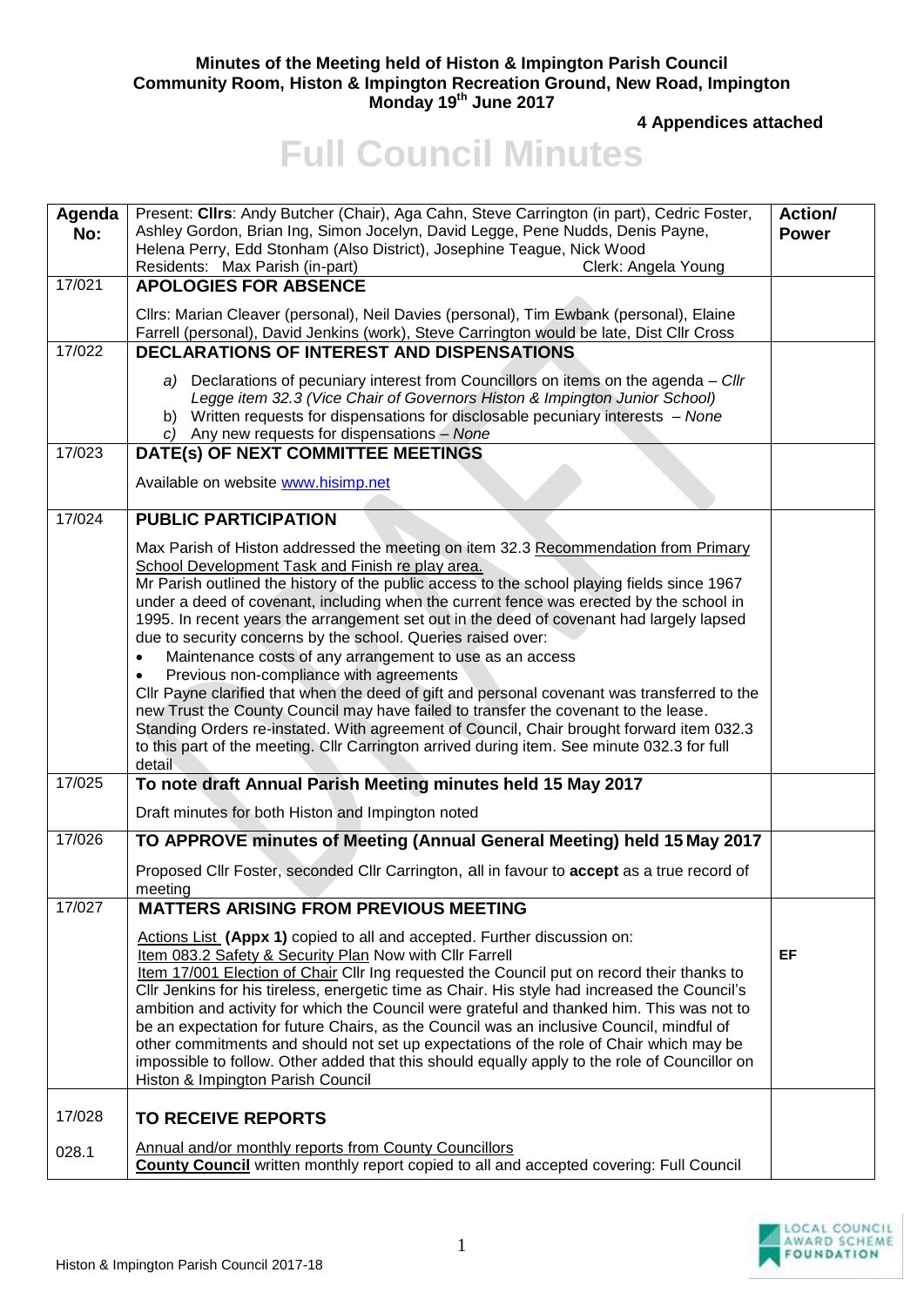**Minutes of the Meeting held of Histon & Impington Parish Council**
**Community Room, Histon & Impington Recreation Ground, New Road, Impington**
**Monday 19th June 2017**

**4 Appendices attached**

# Full Council Minutes

| Agenda No: | Present: **Cllrs**: Andy Butcher (Chair), Aga Cahn, Steve Carrington (in part), Cedric Foster, Ashley Gordon, Brian Ing, Simon Jocelyn, David Legge, Pene Nudds, Denis Payne, Helena Perry, Edd Stonham (Also District), Josephine Teague, Nick Wood<br>Residents: Max Parish (in-part) Clerk: Angela Young | **Action/ Power** |
|---|---|---|
| 17/021 | **APOLOGIES FOR ABSENCE**<br><br>Cllrs: Marian Cleaver (personal), Neil Davies (personal), Tim Ewbank (personal), Elaine Farrell (personal), David Jenkins (work), Steve Carrington would be late, Dist Cllr Cross | |
| 17/022 | **DECLARATIONS OF INTEREST AND DISPENSATIONS**<br><br>a) Declarations of pecuniary interest from Councillors on items on the agenda – *Cllr Legge item 32.3 (Vice Chair of Governors Histon & Impington Junior School)*<br>b) Written requests for dispensations for disclosable pecuniary interests – *None*<br>c) Any new requests for dispensations – *None* | |
| 17/023 | **DATE(s) OF NEXT COMMITTEE MEETINGS**<br><br>Available on website www.hisimp.net | |
| 17/024 | **PUBLIC PARTICIPATION**<br><br>Max Parish of Histon addressed the meeting on item 32.3 Recommendation from Primary School Development Task and Finish re play area.<br>Mr Parish outlined the history of the public access to the school playing fields since 1967 under a deed of covenant, including when the current fence was erected by the school in 1995. In recent years the arrangement set out in the deed of covenant had largely lapsed due to security concerns by the school. Queries raised over:<br>• Maintenance costs of any arrangement to use as an access<br>• Previous non-compliance with agreements<br>Cllr Payne clarified that when the deed of gift and personal covenant was transferred to the new Trust the County Council may have failed to transfer the covenant to the lease.<br>Standing Orders re-instated. With agreement of Council, Chair brought forward item 032.3 to this part of the meeting. Cllr Carrington arrived during item. See minute 032.3 for full detail | |
| 17/025 | **To note draft Annual Parish Meeting minutes held 15 May 2017**<br><br>Draft minutes for both Histon and Impington noted | |
| 17/026 | **TO APPROVE minutes of Meeting (Annual General Meeting) held 15 May 2017**<br><br>Proposed Cllr Foster, seconded Cllr Carrington, all in favour to **accept** as a true record of meeting | |
| 17/027 | **MATTERS ARISING FROM PREVIOUS MEETING**<br><br>Actions List **(Appx 1)** copied to all and accepted. Further discussion on:<br>Item 083.2 Safety & Security Plan Now with Cllr Farrell<br>Item 17/001 Election of Chair Cllr Ing requested the Council put on record their thanks to Cllr Jenkins for his tireless, energetic time as Chair. His style had increased the Council's ambition and activity for which the Council were grateful and thanked him. This was not to be an expectation for future Chairs, as the Council was an inclusive Council, mindful of other commitments and should not set up expectations of the role of Chair which may be impossible to follow. Other added that this should equally apply to the role of Councillor on Histon & Impington Parish Council | <br><br><br>EF |
| 17/028 | **TO RECEIVE REPORTS** | |
| 028.1 | Annual and/or monthly reports from County Councillors<br>**County Council** written monthly report copied to all and accepted covering: Full Council | |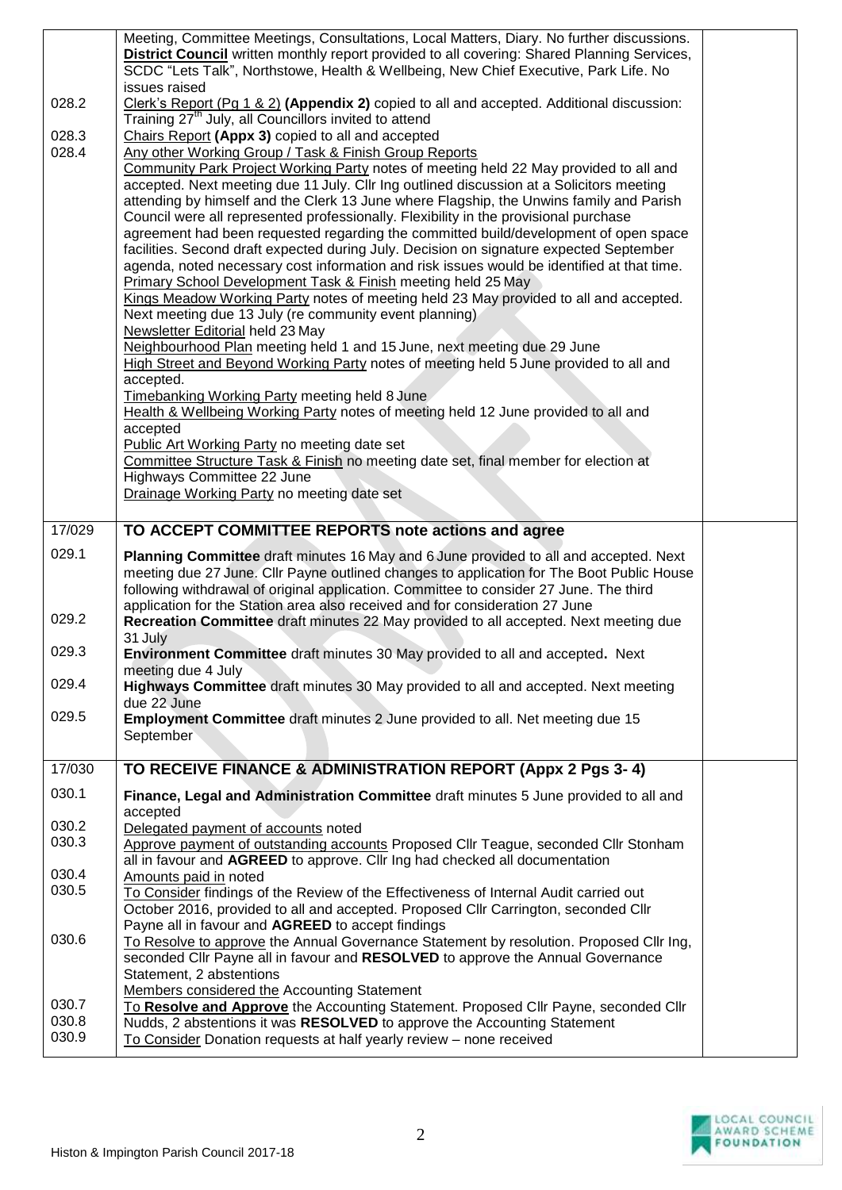| | | |
|---|---|---|
| | Meeting, Committee Meetings, Consultations, Local Matters, Diary. No further discussions. **District Council** written monthly report provided to all covering: Shared Planning Services, SCDC "Lets Talk", Northstowe, Health & Wellbeing, New Chief Executive, Park Life. No issues raised | |
| 028.2 | Clerk's Report (Pg 1 & 2) **(Appendix 2)** copied to all and accepted. Additional discussion: Training 27th July, all Councillors invited to attend | |
| 028.3 | Chairs Report **(Appx 3)** copied to all and accepted | |
| 028.4 | Any other Working Group / Task & Finish Group Reports<br>Community Park Project Working Party notes of meeting held 22 May provided to all and accepted. Next meeting due 11 July. Cllr Ing outlined discussion at a Solicitors meeting attending by himself and the Clerk 13 June where Flagship, the Unwins family and Parish Council were all represented professionally. Flexibility in the provisional purchase agreement had been requested regarding the committed build/development of open space facilities. Second draft expected during July. Decision on signature expected September agenda, noted necessary cost information and risk issues would be identified at that time.<br>Primary School Development Task & Finish meeting held 25 May<br>Kings Meadow Working Party notes of meeting held 23 May provided to all and accepted. Next meeting due 13 July (re community event planning)<br>Newsletter Editorial held 23 May<br>Neighbourhood Plan meeting held 1 and 15 June, next meeting due 29 June<br>High Street and Beyond Working Party notes of meeting held 5 June provided to all and accepted.<br>Timebanking Working Party meeting held 8 June<br>Health & Wellbeing Working Party notes of meeting held 12 June provided to all and accepted<br>Public Art Working Party no meeting date set<br>Committee Structure Task & Finish no meeting date set, final member for election at Highways Committee 22 June<br>Drainage Working Party no meeting date set | |
| **17/029** | **TO ACCEPT COMMITTEE REPORTS note actions and agree** | |
| 029.1 | **Planning Committee** draft minutes 16 May and 6 June provided to all and accepted. Next meeting due 27 June. Cllr Payne outlined changes to application for The Boot Public House following withdrawal of original application. Committee to consider 27 June. The third application for the Station area also received and for consideration 27 June | |
| 029.2 | **Recreation Committee** draft minutes 22 May provided to all accepted. Next meeting due 31 July | |
| 029.3 | **Environment Committee** draft minutes 30 May provided to all and accepted**.** Next meeting due 4 July | |
| 029.4 | **Highways Committee** draft minutes 30 May provided to all and accepted. Next meeting due 22 June | |
| 029.5 | **Employment Committee** draft minutes 2 June provided to all. Net meeting due 15 September | |
| **17/030** | **TO RECEIVE FINANCE & ADMINISTRATION REPORT (Appx 2 Pgs 3- 4)** | |
| 030.1 | **Finance, Legal and Administration Committee** draft minutes 5 June provided to all and accepted | |
| 030.2 | Delegated payment of accounts noted | |
| 030.3 | Approve payment of outstanding accounts Proposed Cllr Teague, seconded Cllr Stonham all in favour and **AGREED** to approve. Cllr Ing had checked all documentation | |
| 030.4 | Amounts paid in noted | |
| 030.5 | To Consider findings of the Review of the Effectiveness of Internal Audit carried out October 2016, provided to all and accepted. Proposed Cllr Carrington, seconded Cllr Payne all in favour and **AGREED** to accept findings | |
| 030.6 | To Resolve to approve the Annual Governance Statement by resolution. Proposed Cllr Ing, seconded Cllr Payne all in favour and **RESOLVED** to approve the Annual Governance Statement, 2 abstentions<br>Members considered the Accounting Statement | |
| 030.7 | To **Resolve and Approve** the Accounting Statement. Proposed Cllr Payne, seconded Cllr | |
| 030.8 | Nudds, 2 abstentions it was **RESOLVED** to approve the Accounting Statement | |
| 030.9 | To Consider Donation requests at half yearly review – none received | |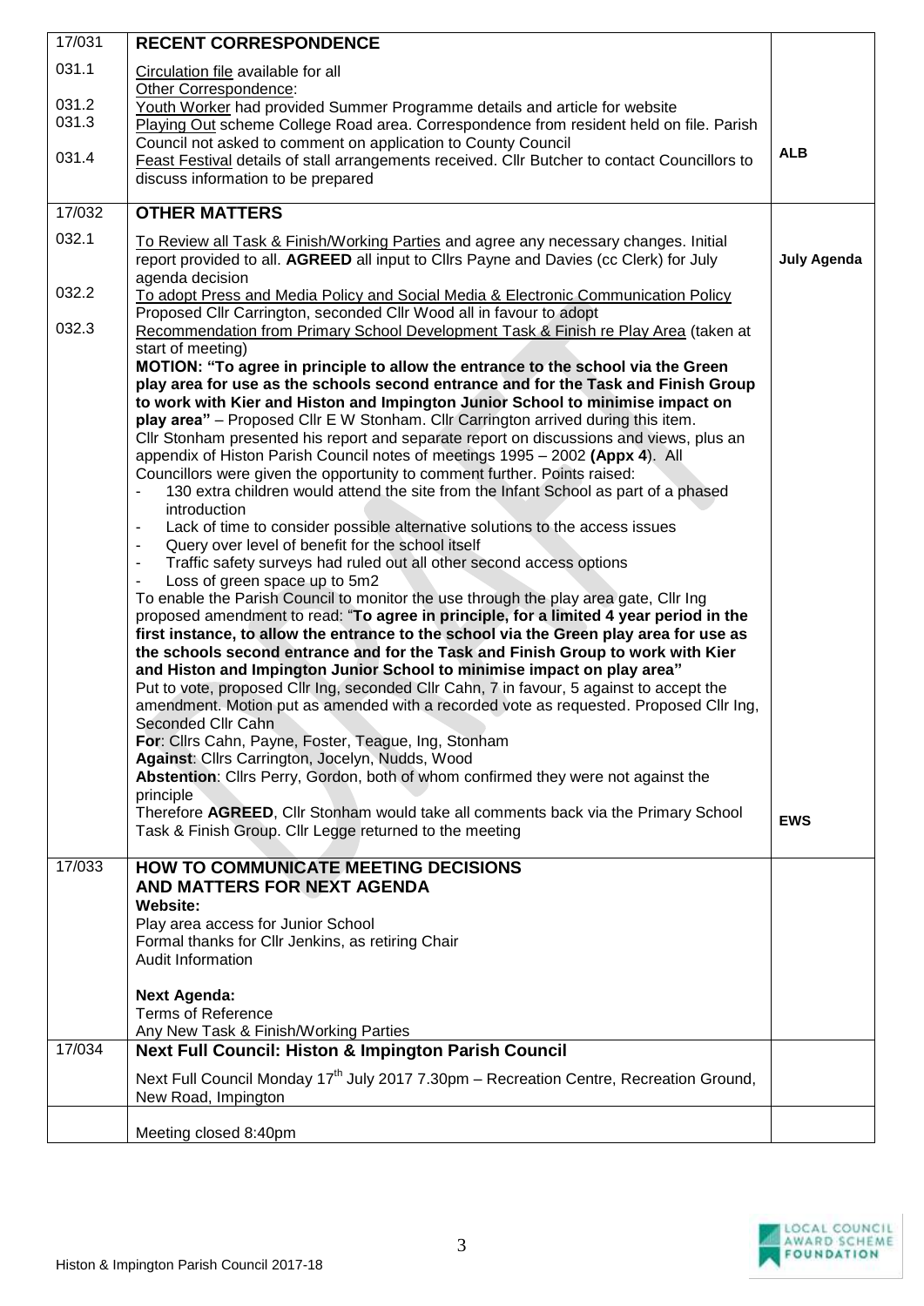| | | |
|---|---|---|
| 17/031 | **RECENT CORRESPONDENCE** | |
| 031.1 | Circulation file available for all<br>Other Correspondence: | |
| 031.2 | Youth Worker had provided Summer Programme details and article for website | |
| 031.3 | Playing Out scheme College Road area. Correspondence from resident held on file. Parish Council not asked to comment on application to County Council | |
| 031.4 | Feast Festival details of stall arrangements received. Cllr Butcher to contact Councillors to discuss information to be prepared | **ALB** |
| 17/032 | **OTHER MATTERS** | |
| 032.1 | To Review all Task & Finish/Working Parties and agree any necessary changes. Initial report provided to all. **AGREED** all input to Cllrs Payne and Davies (cc Clerk) for July agenda decision | **July Agenda** |
| 032.2 | To adopt Press and Media Policy and Social Media & Electronic Communication Policy<br>Proposed Cllr Carrington, seconded Cllr Wood all in favour to adopt | |
| 032.3 | Recommendation from Primary School Development Task & Finish re Play Area (taken at start of meeting)<br>**MOTION: "To agree in principle to allow the entrance to the school via the Green play area for use as the schools second entrance and for the Task and Finish Group to work with Kier and Histon and Impington Junior School to minimise impact on play area"** – Proposed Cllr E W Stonham. Cllr Carrington arrived during this item.<br>Cllr Stonham presented his report and separate report on discussions and views, plus an appendix of Histon Parish Council notes of meetings 1995 – 2002 **(Appx 4)**. All Councillors were given the opportunity to comment further. Points raised:<br>- 130 extra children would attend the site from the Infant School as part of a phased introduction<br>- Lack of time to consider possible alternative solutions to the access issues<br>- Query over level of benefit for the school itself<br>- Traffic safety surveys had ruled out all other second access options<br>- Loss of green space up to 5m2<br>To enable the Parish Council to monitor the use through the play area gate, Cllr Ing proposed amendment to read: "**To agree in principle, for a limited 4 year period in the first instance, to allow the entrance to the school via the Green play area for use as the schools second entrance and for the Task and Finish Group to work with Kier and Histon and Impington Junior School to minimise impact on play area"**<br>Put to vote, proposed Cllr Ing, seconded Cllr Cahn, 7 in favour, 5 against to accept the amendment. Motion put as amended with a recorded vote as requested. Proposed Cllr Ing, Seconded Cllr Cahn<br>**For**: Cllrs Cahn, Payne, Foster, Teague, Ing, Stonham<br>**Against**: Cllrs Carrington, Jocelyn, Nudds, Wood<br>**Abstention**: Cllrs Perry, Gordon, both of whom confirmed they were not against the principle<br>Therefore **AGREED**, Cllr Stonham would take all comments back via the Primary School Task & Finish Group. Cllr Legge returned to the meeting | **EWS** |
| 17/033 | **HOW TO COMMUNICATE MEETING DECISIONS AND MATTERS FOR NEXT AGENDA**<br>**Website:**<br>Play area access for Junior School<br>Formal thanks for Cllr Jenkins, as retiring Chair<br>Audit Information<br><br>**Next Agenda:**<br>Terms of Reference<br>Any New Task & Finish/Working Parties | |
| 17/034 | **Next Full Council: Histon & Impington Parish Council**<br><br>Next Full Council Monday 17th July 2017 7.30pm – Recreation Centre, Recreation Ground, New Road, Impington | |
| | Meeting closed 8:40pm | |

Histon & Impington Parish Council 2017-18